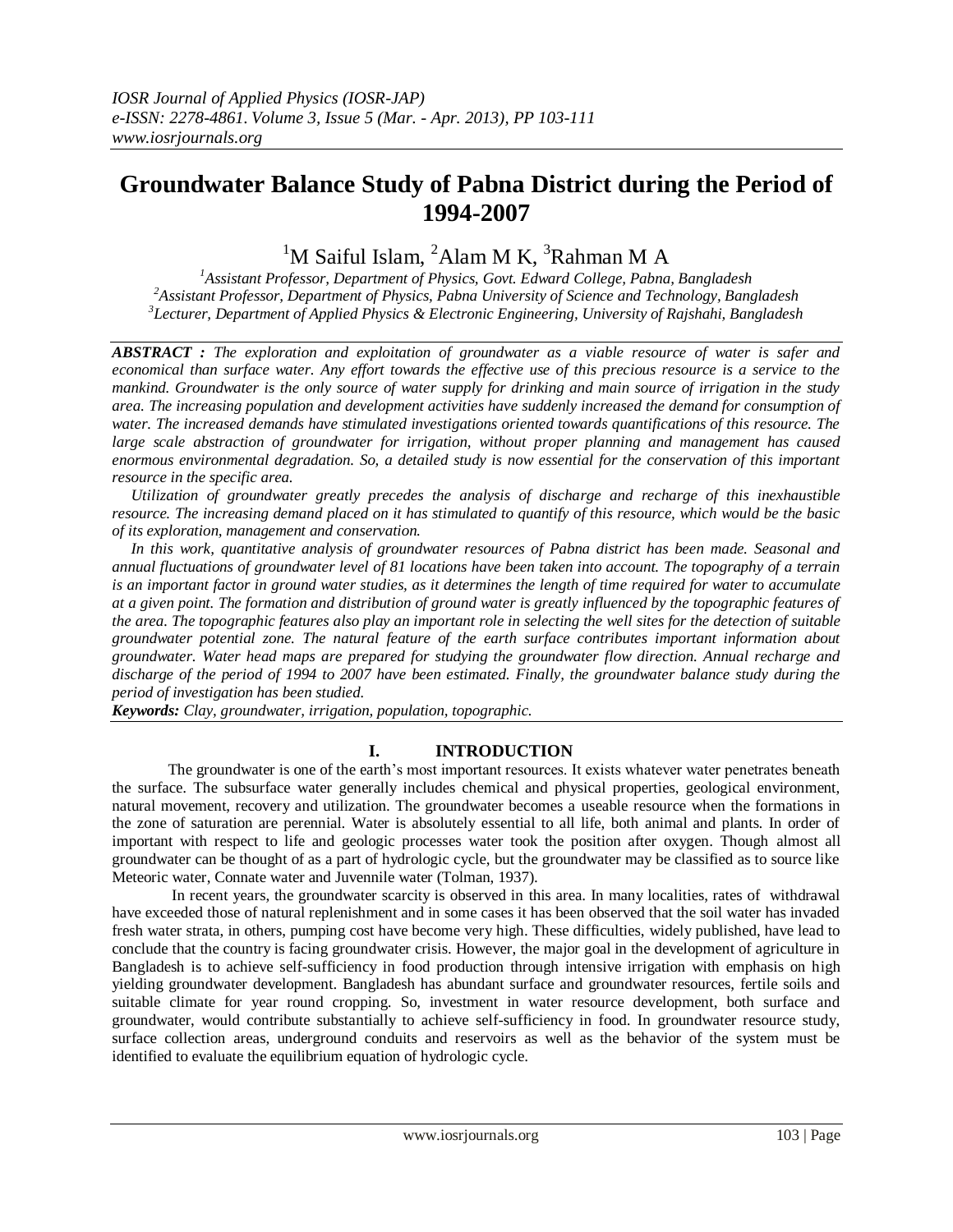# Groundwater Balance Study of Pabna District during the Period of 1994-2007

[1]M Saiful Islam, [2]Alam M K, [3]Rahman M A

[1]*Assistant Professor, Department of Physics, Govt. Edward College, Pabna, Bangladesh*
[2]*Assistant Professor, Department of Physics, Pabna University of Science and Technology, Bangladesh*
[3]*Lecturer, Department of Applied Physics & Electronic Engineering, University of Rajshahi, Bangladesh*

***ABSTRACT :*** *The exploration and exploitation of groundwater as a viable resource of water is safer and economical than surface water. Any effort towards the effective use of this precious resource is a service to the mankind. Groundwater is the only source of water supply for drinking and main source of irrigation in the study area. The increasing population and development activities have suddenly increased the demand for consumption of water. The increased demands have stimulated investigations oriented towards quantifications of this resource. The large scale abstraction of groundwater for irrigation, without proper planning and management has caused enormous environmental degradation. So, a detailed study is now essential for the conservation of this important resource in the specific area.*

*Utilization of groundwater greatly precedes the analysis of discharge and recharge of this inexhaustible resource. The increasing demand placed on it has stimulated to quantify of this resource, which would be the basic of its exploration, management and conservation.*

*In this work, quantitative analysis of groundwater resources of Pabna district has been made. Seasonal and annual fluctuations of groundwater level of 81 locations have been taken into account. The topography of a terrain is an important factor in ground water studies, as it determines the length of time required for water to accumulate at a given point. The formation and distribution of ground water is greatly influenced by the topographic features of the area. The topographic features also play an important role in selecting the well sites for the detection of suitable groundwater potential zone. The natural feature of the earth surface contributes important information about groundwater. Water head maps are prepared for studying the groundwater flow direction. Annual recharge and discharge of the period of 1994 to 2007 have been estimated. Finally, the groundwater balance study during the period of investigation has been studied.*

***Keywords:*** *Clay, groundwater, irrigation, population, topographic.*

## I. INTRODUCTION

The groundwater is one of the earth's most important resources. It exists whatever water penetrates beneath the surface. The subsurface water generally includes chemical and physical properties, geological environment, natural movement, recovery and utilization. The groundwater becomes a useable resource when the formations in the zone of saturation are perennial. Water is absolutely essential to all life, both animal and plants. In order of important with respect to life and geologic processes water took the position after oxygen. Though almost all groundwater can be thought of as a part of hydrologic cycle, but the groundwater may be classified as to source like Meteoric water, Connate water and Juvennile water (Tolman, 1937).

In recent years, the groundwater scarcity is observed in this area. In many localities, rates of withdrawal have exceeded those of natural replenishment and in some cases it has been observed that the soil water has invaded fresh water strata, in others, pumping cost have become very high. These difficulties, widely published, have lead to conclude that the country is facing groundwater crisis. However, the major goal in the development of agriculture in Bangladesh is to achieve self-sufficiency in food production through intensive irrigation with emphasis on high yielding groundwater development. Bangladesh has abundant surface and groundwater resources, fertile soils and suitable climate for year round cropping. So, investment in water resource development, both surface and groundwater, would contribute substantially to achieve self-sufficiency in food. In groundwater resource study, surface collection areas, underground conduits and reservoirs as well as the behavior of the system must be identified to evaluate the equilibrium equation of hydrologic cycle.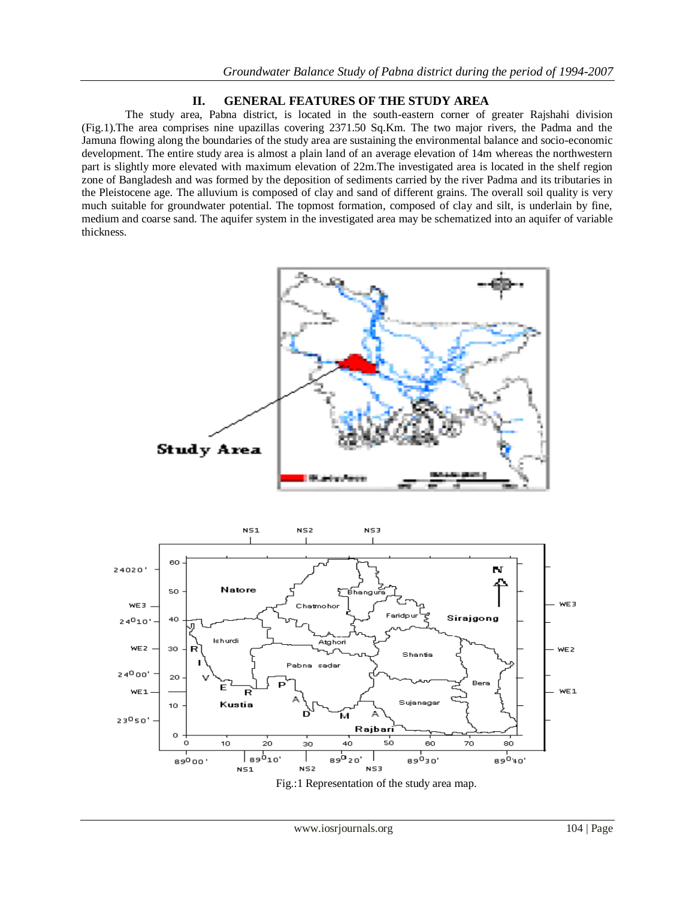## II. GENERAL FEATURES OF THE STUDY AREA

The study area, Pabna district, is located in the south-eastern corner of greater Rajshahi division (Fig.1).The area comprises nine upazillas covering 2371.50 Sq.Km. The two major rivers, the Padma and the Jamuna flowing along the boundaries of the study area are sustaining the environmental balance and socio-economic development. The entire study area is almost a plain land of an average elevation of 14m whereas the northwestern part is slightly more elevated with maximum elevation of 22m.The investigated area is located in the shelf region zone of Bangladesh and was formed by the deposition of sediments carried by the river Padma and its tributaries in the Pleistocene age. The alluvium is composed of clay and sand of different grains. The overall soil quality is very much suitable for groundwater potential. The topmost formation, composed of clay and silt, is underlain by fine, medium and coarse sand. The aquifer system in the investigated area may be schematized into an aquifer of variable thickness.

Fig.:1 Representation of the study area map.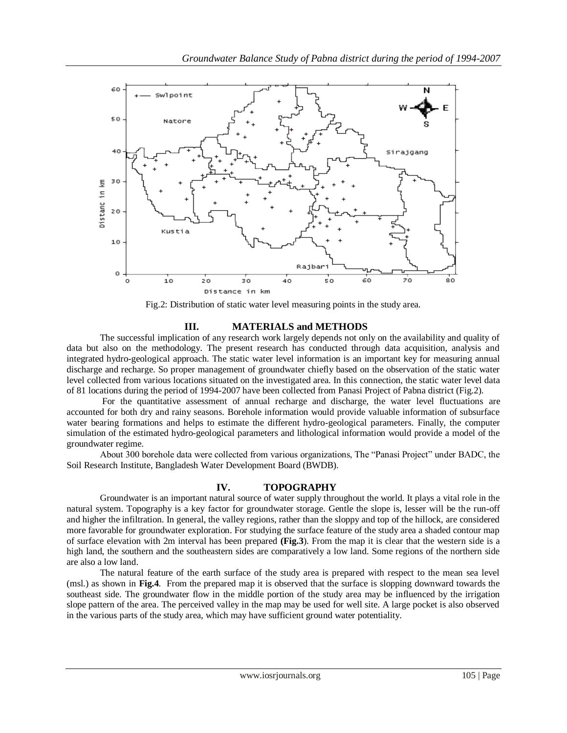Fig.2: Distribution of static water level measuring points in the study area.

## III. MATERIALS and METHODS

The successful implication of any research work largely depends not only on the availability and quality of data but also on the methodology. The present research has conducted through data acquisition, analysis and integrated hydro-geological approach. The static water level information is an important key for measuring annual discharge and recharge. So proper management of groundwater chiefly based on the observation of the static water level collected from various locations situated on the investigated area. In this connection, the static water level data of 81 locations during the period of 1994-2007 have been collected from Panasi Project of Pabna district (Fig.2).

For the quantitative assessment of annual recharge and discharge, the water level fluctuations are accounted for both dry and rainy seasons. Borehole information would provide valuable information of subsurface water bearing formations and helps to estimate the different hydro-geological parameters. Finally, the computer simulation of the estimated hydro-geological parameters and lithological information would provide a model of the groundwater regime.

About 300 borehole data were collected from various organizations, The "Panasi Project" under BADC, the Soil Research Institute, Bangladesh Water Development Board (BWDB).

## IV. TOPOGRAPHY

Groundwater is an important natural source of water supply throughout the world. It plays a vital role in the natural system. Topography is a key factor for groundwater storage. Gentle the slope is, lesser will be the run-off and higher the infiltration. In general, the valley regions, rather than the sloppy and top of the hillock, are considered more favorable for groundwater exploration. For studying the surface feature of the study area a shaded contour map of surface elevation with 2m interval has been prepared **(Fig.3)**. From the map it is clear that the western side is a high land, the southern and the southeastern sides are comparatively a low land. Some regions of the northern side are also a low land.

The natural feature of the earth surface of the study area is prepared with respect to the mean sea level (msl.) as shown in **Fig.4**. From the prepared map it is observed that the surface is slopping downward towards the southeast side. The groundwater flow in the middle portion of the study area may be influenced by the irrigation slope pattern of the area. The perceived valley in the map may be used for well site. A large pocket is also observed in the various parts of the study area, which may have sufficient ground water potentiality.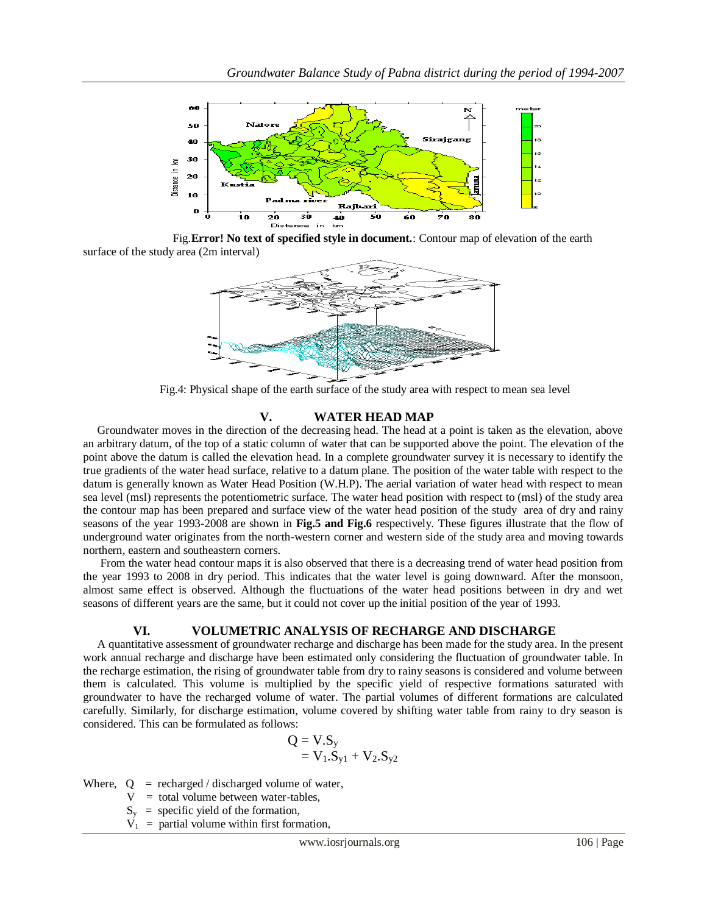Fig.**Error! No text of specified style in document.**: Contour map of elevation of the earth surface of the study area (2m interval)

Fig.4: Physical shape of the earth surface of the study area with respect to mean sea level

## V. WATER HEAD MAP

Groundwater moves in the direction of the decreasing head. The head at a point is taken as the elevation, above an arbitrary datum, of the top of a static column of water that can be supported above the point. The elevation of the point above the datum is called the elevation head. In a complete groundwater survey it is necessary to identify the true gradients of the water head surface, relative to a datum plane. The position of the water table with respect to the datum is generally known as Water Head Position (W.H.P). The aerial variation of water head with respect to mean sea level (msl) represents the potentiometric surface. The water head position with respect to (msl) of the study area the contour map has been prepared and surface view of the water head position of the study area of dry and rainy seasons of the year 1993-2008 are shown in **Fig.5 and Fig.6** respectively. These figures illustrate that the flow of underground water originates from the north-western corner and western side of the study area and moving towards northern, eastern and southeastern corners.

From the water head contour maps it is also observed that there is a decreasing trend of water head position from the year 1993 to 2008 in dry period. This indicates that the water level is going downward. After the monsoon, almost same effect is observed. Although the fluctuations of the water head positions between in dry and wet seasons of different years are the same, but it could not cover up the initial position of the year of 1993.

## VI. VOLUMETRIC ANALYSIS OF RECHARGE AND DISCHARGE

A quantitative assessment of groundwater recharge and discharge has been made for the study area. In the present work annual recharge and discharge have been estimated only considering the fluctuation of groundwater table. In the recharge estimation, the rising of groundwater table from dry to rainy seasons is considered and volume between them is calculated. This volume is multiplied by the specific yield of respective formations saturated with groundwater to have the recharged volume of water. The partial volumes of different formations are calculated carefully. Similarly, for discharge estimation, volume covered by shifting water table from rainy to dry season is considered. This can be formulated as follows:

$$
\begin{aligned}
Q &= V.S_y \\
&= V_1.S_{y1} + V_2.S_{y2}
\end{aligned}
$$

Where, $Q$ = recharged / discharged volume of water,

$V$ = total volume between water-tables,

$S_y$ = specific yield of the formation,

$V_1$ = partial volume within first formation,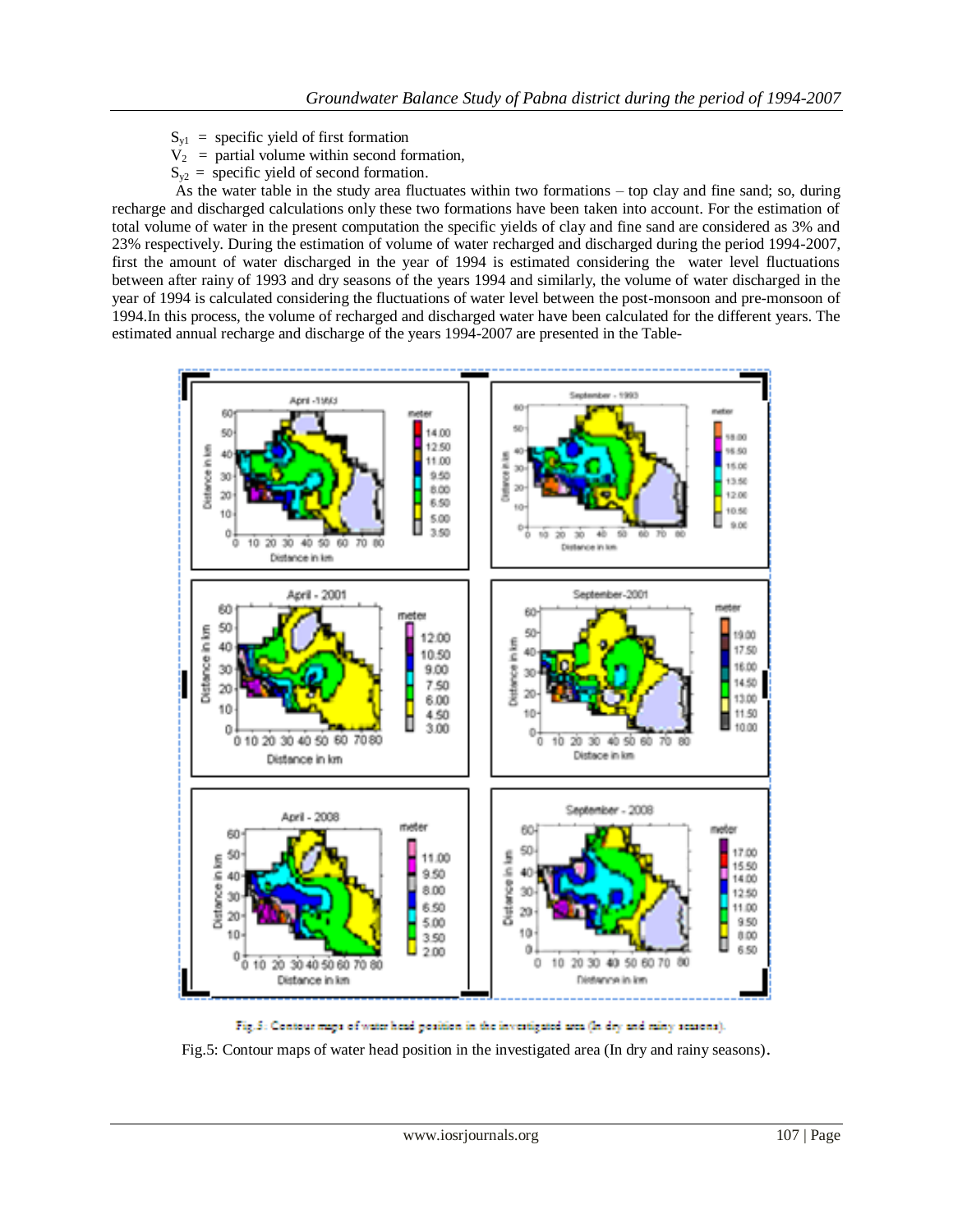$S_{y1}$ = specific yield of first formation
$V_2$ = partial volume within second formation,
$S_{y2}$ = specific yield of second formation.

As the water table in the study area fluctuates within two formations – top clay and fine sand; so, during recharge and discharged calculations only these two formations have been taken into account. For the estimation of total volume of water in the present computation the specific yields of clay and fine sand are considered as 3% and 23% respectively. During the estimation of volume of water recharged and discharged during the period 1994-2007, first the amount of water discharged in the year of 1994 is estimated considering the water level fluctuations between after rainy of 1993 and dry seasons of the years 1994 and similarly, the volume of water discharged in the year of 1994 is calculated considering the fluctuations of water level between the post-monsoon and pre-monsoon of 1994.In this process, the volume of recharged and discharged water have been calculated for the different years. The estimated annual recharge and discharge of the years 1994-2007 are presented in the Table-

Fig.5: Contour maps of water head position in the investigated area (In dry and rainy seasons).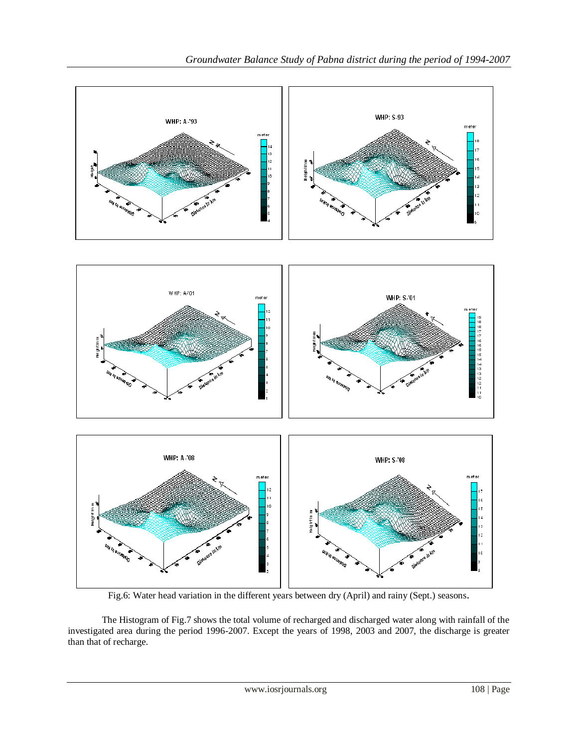Fig.6: Water head variation in the different years between dry (April) and rainy (Sept.) seasons.

The Histogram of Fig.7 shows the total volume of recharged and discharged water along with rainfall of the investigated area during the period 1996-2007. Except the years of 1998, 2003 and 2007, the discharge is greater than that of recharge.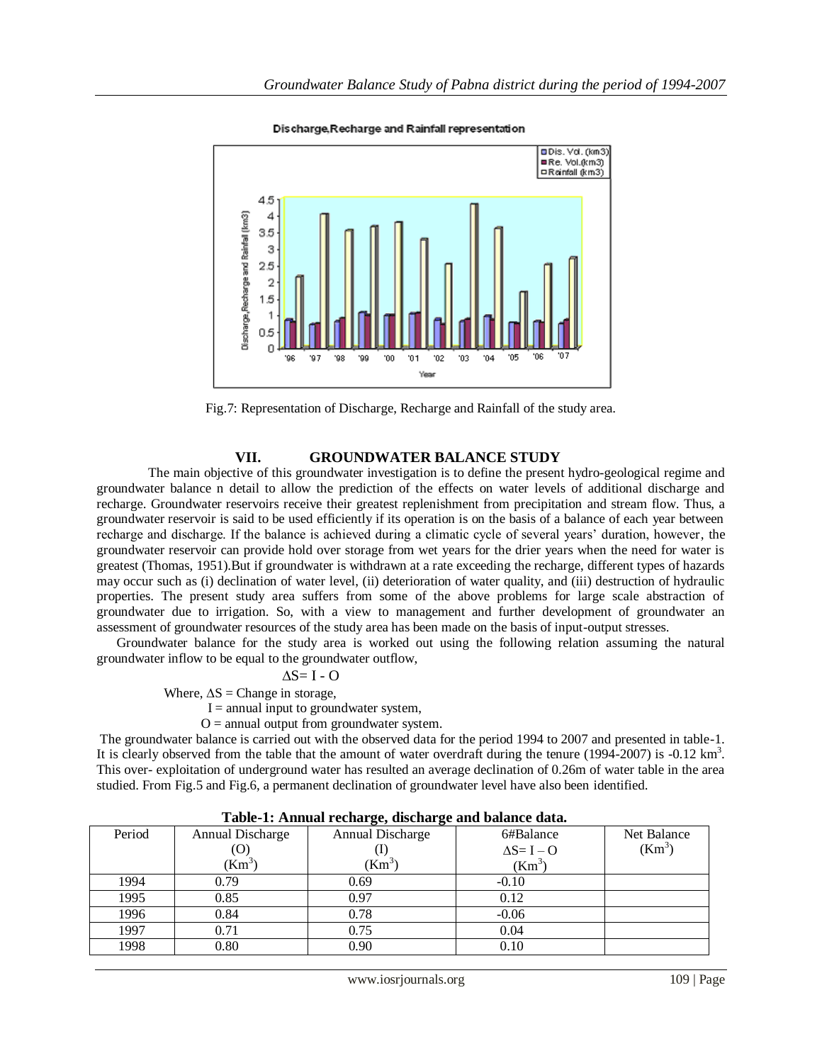Fig.7: Representation of Discharge, Recharge and Rainfall of the study area.

## VII. GROUNDWATER BALANCE STUDY

The main objective of this groundwater investigation is to define the present hydro-geological regime and groundwater balance n detail to allow the prediction of the effects on water levels of additional discharge and recharge. Groundwater reservoirs receive their greatest replenishment from precipitation and stream flow. Thus, a groundwater reservoir is said to be used efficiently if its operation is on the basis of a balance of each year between recharge and discharge. If the balance is achieved during a climatic cycle of several years' duration, however, the groundwater reservoir can provide hold over storage from wet years for the drier years when the need for water is greatest (Thomas, 1951).But if groundwater is withdrawn at a rate exceeding the recharge, different types of hazards may occur such as (i) declination of water level, (ii) deterioration of water quality, and (iii) destruction of hydraulic properties. The present study area suffers from some of the above problems for large scale abstraction of groundwater due to irrigation. So, with a view to management and further development of groundwater an assessment of groundwater resources of the study area has been made on the basis of input-output stresses.

Groundwater balance for the study area is worked out using the following relation assuming the natural groundwater inflow to be equal to the groundwater outflow,

$$\Delta S = I - O$$

Where, $\Delta S$ = Change in storage,

$I$ = annual input to groundwater system,

$O$ = annual output from groundwater system.

The groundwater balance is carried out with the observed data for the period 1994 to 2007 and presented in table-1. It is clearly observed from the table that the amount of water overdraft during the tenure (1994-2007) is -0.12 km$^3$. This over- exploitation of underground water has resulted an average declination of 0.26m of water table in the area studied. From Fig.5 and Fig.6, a permanent declination of groundwater level have also been identified.

**Table-1: Annual recharge, discharge and balance data.**

| Period | Annual Discharge (O) (Km$^3$) | Annual Discharge (I) (Km$^3$) | 6#Balance $\Delta S = I - O$ (Km$^3$) | Net Balance (Km$^3$) |
|---|---|---|---|---|
| 1994 | 0.79 | 0.69 | -0.10 | |
| 1995 | 0.85 | 0.97 | 0.12 | |
| 1996 | 0.84 | 0.78 | -0.06 | |
| 1997 | 0.71 | 0.75 | 0.04 | |
| 1998 | 0.80 | 0.90 | 0.10 | |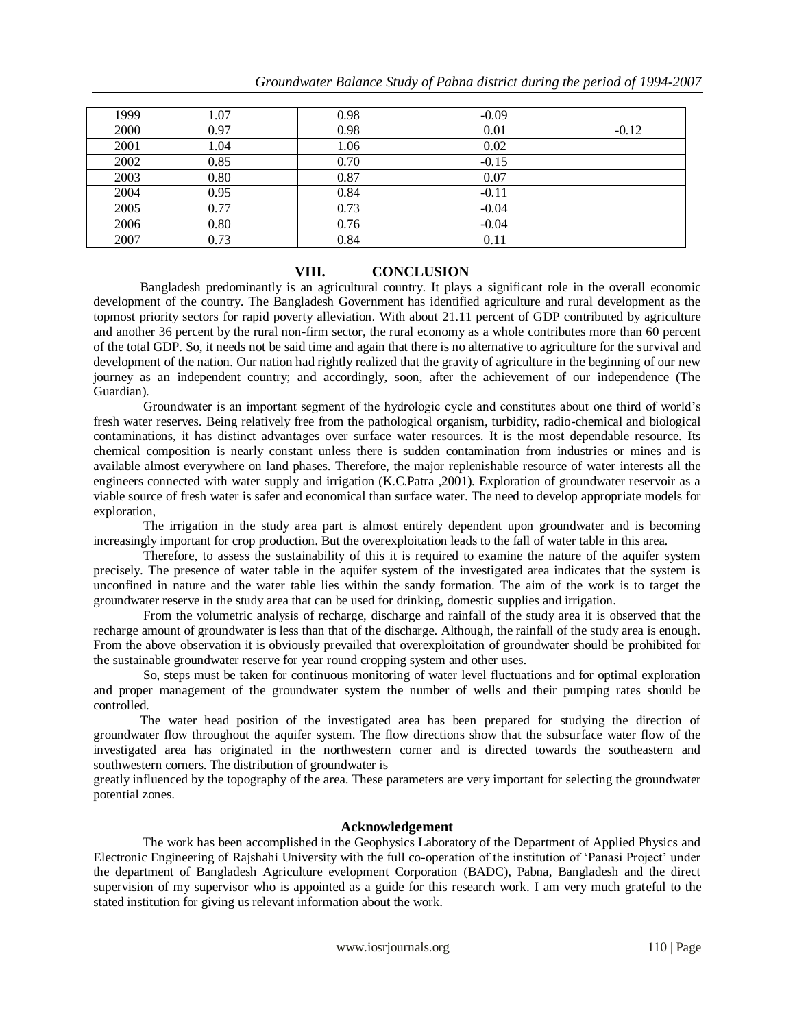| 1999 | 1.07 | 0.98 | -0.09 | |
|---|---|---|---|---|
| 2000 | 0.97 | 0.98 | 0.01 | -0.12 |
| 2001 | 1.04 | 1.06 | 0.02 | |
| 2002 | 0.85 | 0.70 | -0.15 | |
| 2003 | 0.80 | 0.87 | 0.07 | |
| 2004 | 0.95 | 0.84 | -0.11 | |
| 2005 | 0.77 | 0.73 | -0.04 | |
| 2006 | 0.80 | 0.76 | -0.04 | |
| 2007 | 0.73 | 0.84 | 0.11 | |

## VIII. CONCLUSION

Bangladesh predominantly is an agricultural country. It plays a significant role in the overall economic development of the country. The Bangladesh Government has identified agriculture and rural development as the topmost priority sectors for rapid poverty alleviation. With about 21.11 percent of GDP contributed by agriculture and another 36 percent by the rural non-firm sector, the rural economy as a whole contributes more than 60 percent of the total GDP. So, it needs not be said time and again that there is no alternative to agriculture for the survival and development of the nation. Our nation had rightly realized that the gravity of agriculture in the beginning of our new journey as an independent country; and accordingly, soon, after the achievement of our independence (The Guardian).

Groundwater is an important segment of the hydrologic cycle and constitutes about one third of world's fresh water reserves. Being relatively free from the pathological organism, turbidity, radio-chemical and biological contaminations, it has distinct advantages over surface water resources. It is the most dependable resource. Its chemical composition is nearly constant unless there is sudden contamination from industries or mines and is available almost everywhere on land phases. Therefore, the major replenishable resource of water interests all the engineers connected with water supply and irrigation (K.C.Patra ,2001). Exploration of groundwater reservoir as a viable source of fresh water is safer and economical than surface water. The need to develop appropriate models for exploration,

The irrigation in the study area part is almost entirely dependent upon groundwater and is becoming increasingly important for crop production. But the overexploitation leads to the fall of water table in this area.

Therefore, to assess the sustainability of this it is required to examine the nature of the aquifer system precisely. The presence of water table in the aquifer system of the investigated area indicates that the system is unconfined in nature and the water table lies within the sandy formation. The aim of the work is to target the groundwater reserve in the study area that can be used for drinking, domestic supplies and irrigation.

From the volumetric analysis of recharge, discharge and rainfall of the study area it is observed that the recharge amount of groundwater is less than that of the discharge. Although, the rainfall of the study area is enough. From the above observation it is obviously prevailed that overexploitation of groundwater should be prohibited for the sustainable groundwater reserve for year round cropping system and other uses.

So, steps must be taken for continuous monitoring of water level fluctuations and for optimal exploration and proper management of the groundwater system the number of wells and their pumping rates should be controlled.

The water head position of the investigated area has been prepared for studying the direction of groundwater flow throughout the aquifer system. The flow directions show that the subsurface water flow of the investigated area has originated in the northwestern corner and is directed towards the southeastern and southwestern corners. The distribution of groundwater is

greatly influenced by the topography of the area. These parameters are very important for selecting the groundwater potential zones.

### Acknowledgement

The work has been accomplished in the Geophysics Laboratory of the Department of Applied Physics and Electronic Engineering of Rajshahi University with the full co-operation of the institution of 'Panasi Project' under the department of Bangladesh Agriculture evelopment Corporation (BADC), Pabna, Bangladesh and the direct supervision of my supervisor who is appointed as a guide for this research work. I am very much grateful to the stated institution for giving us relevant information about the work.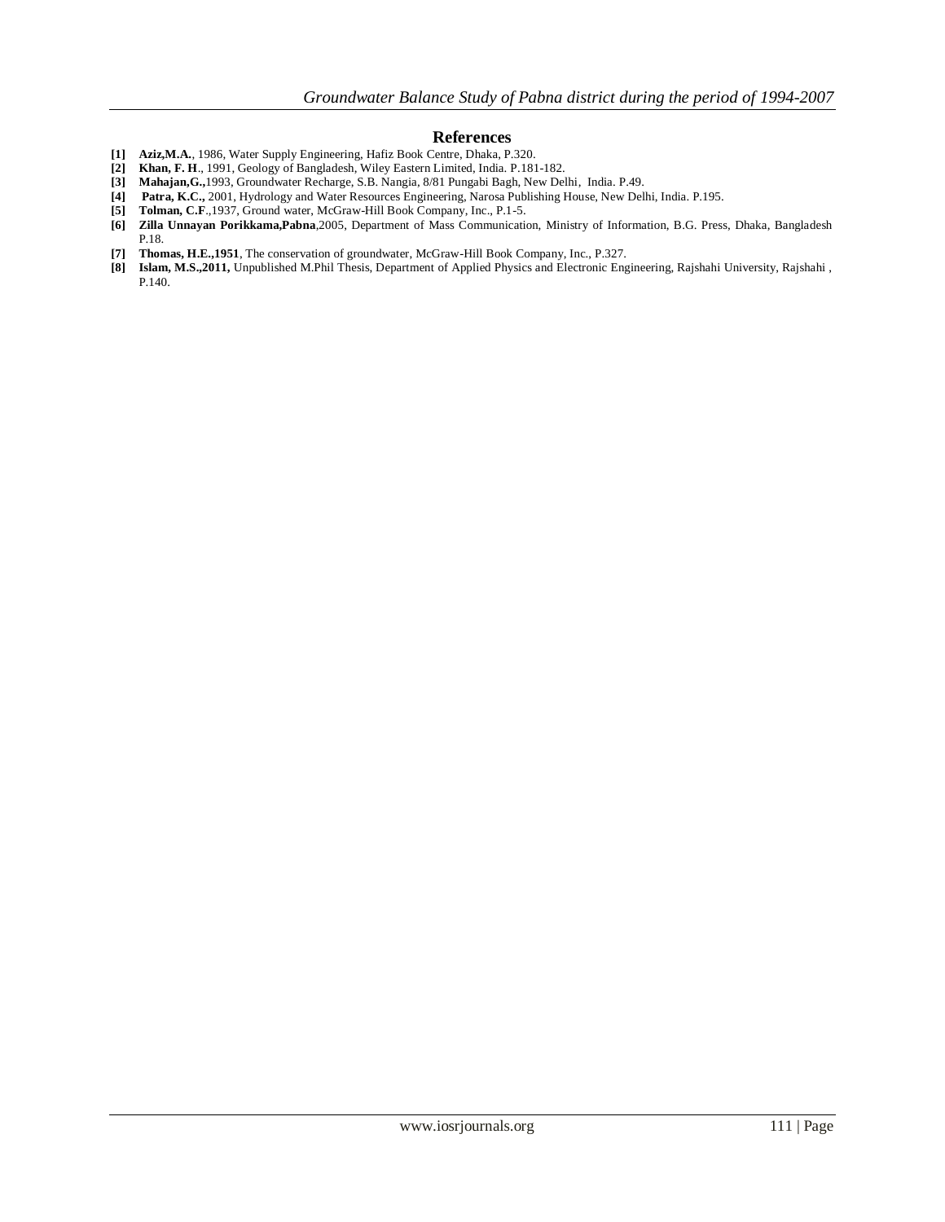## References

[1] **Aziz,M.A.**, 1986, Water Supply Engineering, Hafiz Book Centre, Dhaka, P.320.

[2] **Khan, F. H**., 1991, Geology of Bangladesh, Wiley Eastern Limited, India. P.181-182.

[3] **Mahajan,G.,**1993, Groundwater Recharge, S.B. Nangia, 8/81 Pungabi Bagh, New Delhi, India. P.49.

[4] **Patra, K.C.,** 2001, Hydrology and Water Resources Engineering, Narosa Publishing House, New Delhi, India. P.195.

[5] **Tolman, C.F**.,1937, Ground water, McGraw-Hill Book Company, Inc., P.1-5.

[6] **Zilla Unnayan Porikkama,Pabna**,2005, Department of Mass Communication, Ministry of Information, B.G. Press, Dhaka, Bangladesh P.18.

[7] **Thomas, H.E.,1951**, The conservation of groundwater, McGraw-Hill Book Company, Inc., P.327.

[8] **Islam, M.S.,2011,** Unpublished M.Phil Thesis, Department of Applied Physics and Electronic Engineering, Rajshahi University, Rajshahi , P.140.